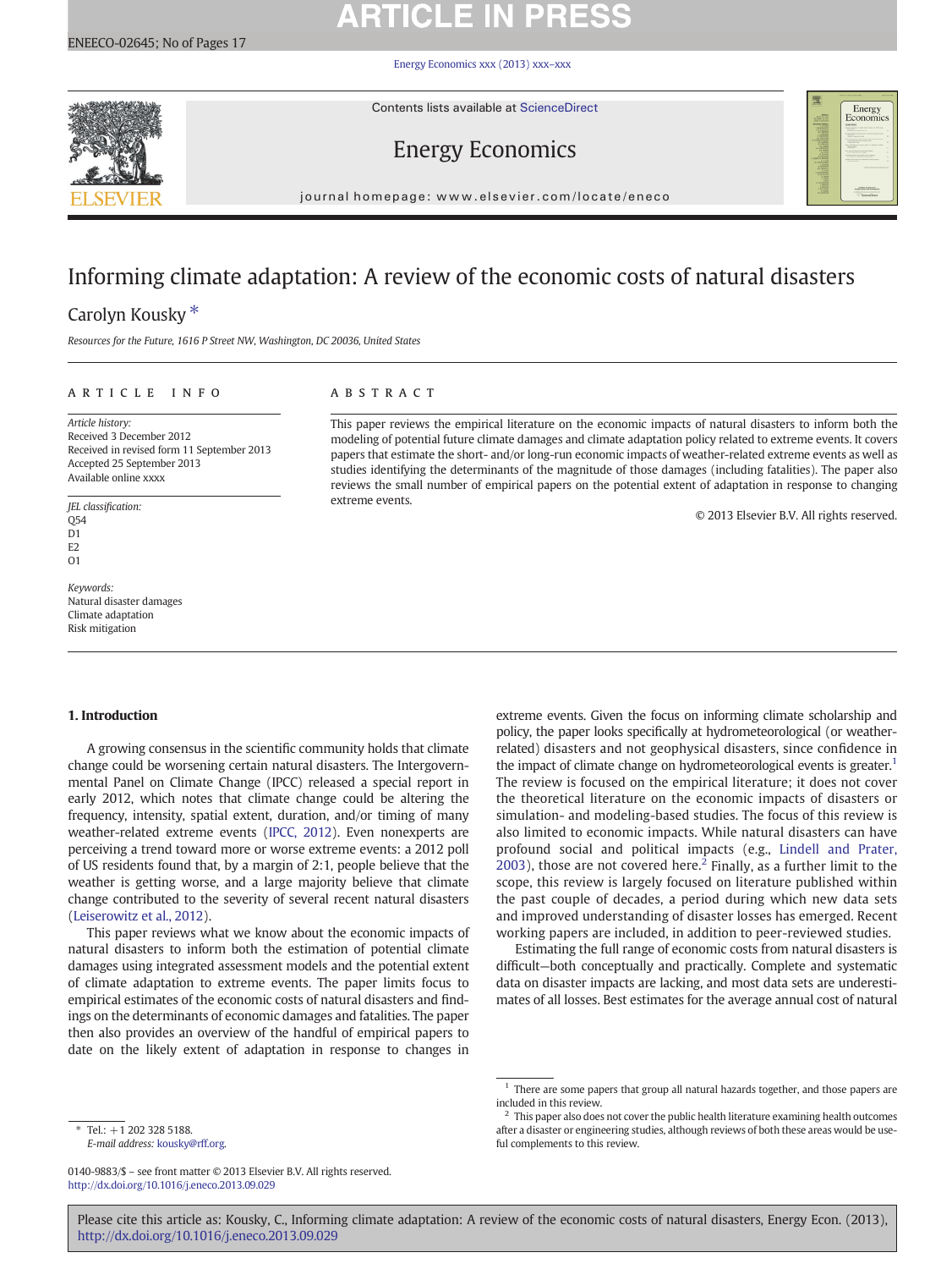# Informing climate adaptation: A review of the economic costs of natural disasters

Carolyn Kousky *

*Resources for the Future, 1616 P Street NW, Washington, DC 20036, United States*

## ARTICLE INFO

*Article history:*
Received 3 December 2012
Received in revised form 11 September 2013
Accepted 25 September 2013
Available online xxxx

*JEL classification:*
Q54
D1
E2
O1

*Keywords:*
Natural disaster damages
Climate adaptation
Risk mitigation

## ABSTRACT

This paper reviews the empirical literature on the economic impacts of natural disasters to inform both the modeling of potential future climate damages and climate adaptation policy related to extreme events. It covers papers that estimate the short- and/or long-run economic impacts of weather-related extreme events as well as studies identifying the determinants of the magnitude of those damages (including fatalities). The paper also reviews the small number of empirical papers on the potential extent of adaptation in response to changing extreme events.

© 2013 Elsevier B.V. All rights reserved.

## 1. Introduction

A growing consensus in the scientific community holds that climate change could be worsening certain natural disasters. The Intergovernmental Panel on Climate Change (IPCC) released a special report in early 2012, which notes that climate change could be altering the frequency, intensity, spatial extent, duration, and/or timing of many weather-related extreme events (IPCC, 2012). Even nonexperts are perceiving a trend toward more or worse extreme events: a 2012 poll of US residents found that, by a margin of 2:1, people believe that the weather is getting worse, and a large majority believe that climate change contributed to the severity of several recent natural disasters (Leiserowitz et al., 2012).

This paper reviews what we know about the economic impacts of natural disasters to inform both the estimation of potential climate damages using integrated assessment models and the potential extent of climate adaptation to extreme events. The paper limits focus to empirical estimates of the economic costs of natural disasters and findings on the determinants of economic damages and fatalities. The paper then also provides an overview of the handful of empirical papers to date on the likely extent of adaptation in response to changes in extreme events. Given the focus on informing climate scholarship and policy, the paper looks specifically at hydrometeorological (or weather-related) disasters and not geophysical disasters, since confidence in the impact of climate change on hydrometeorological events is greater.[1] The review is focused on the empirical literature; it does not cover the theoretical literature on the economic impacts of disasters or simulation- and modeling-based studies. The focus of this review is also limited to economic impacts. While natural disasters can have profound social and political impacts (e.g., Lindell and Prater, 2003), those are not covered here.[2] Finally, as a further limit to the scope, this review is largely focused on literature published within the past couple of decades, a period during which new data sets and improved understanding of disaster losses has emerged. Recent working papers are included, in addition to peer-reviewed studies.

Estimating the full range of economic costs from natural disasters is difficult—both conceptually and practically. Complete and systematic data on disaster impacts are lacking, and most data sets are underestimates of all losses. Best estimates for the average annual cost of natural

---

\* Tel.: +1 202 328 5188.
*E-mail address:* kousky@rff.org.

[1] There are some papers that group all natural hazards together, and those papers are included in this review.

[2] This paper also does not cover the public health literature examining health outcomes after a disaster or engineering studies, although reviews of both these areas would be useful complements to this review.

0140-9883/$ – see front matter © 2013 Elsevier B.V. All rights reserved.
http://dx.doi.org/10.1016/j.eneco.2013.09.029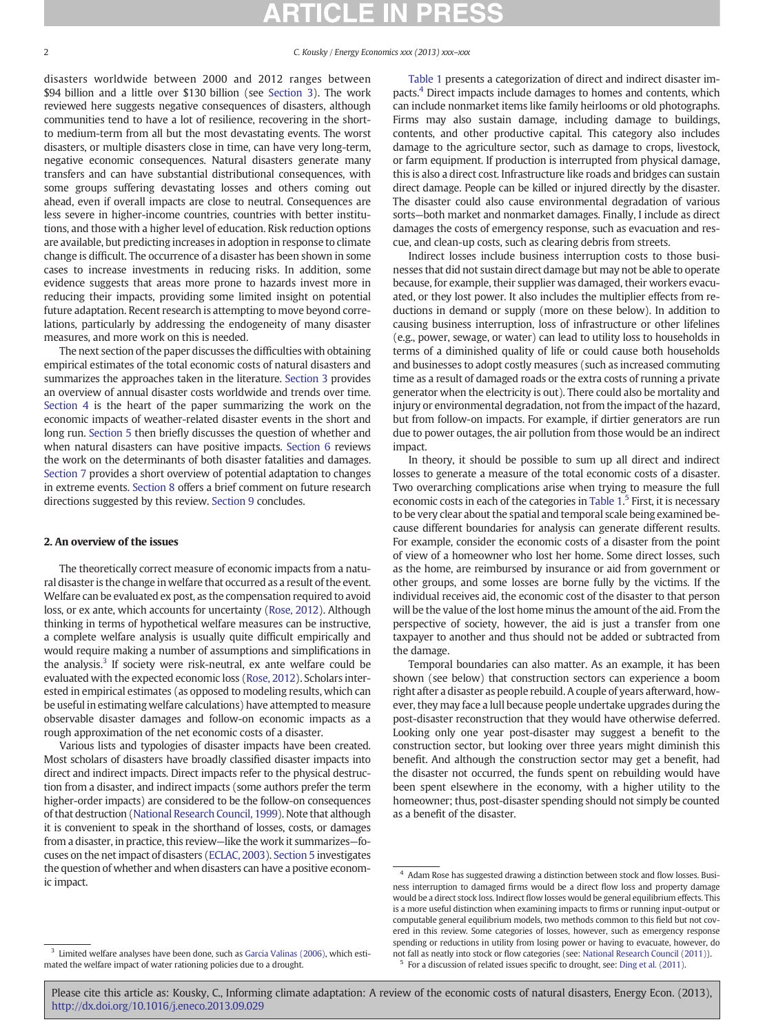disasters worldwide between 2000 and 2012 ranges between \$94 billion and a little over \$130 billion (see Section 3). The work reviewed here suggests negative consequences of disasters, although communities tend to have a lot of resilience, recovering in the short- to medium-term from all but the most devastating events. The worst disasters, or multiple disasters close in time, can have very long-term, negative economic consequences. Natural disasters generate many transfers and can have substantial distributional consequences, with some groups suffering devastating losses and others coming out ahead, even if overall impacts are close to neutral. Consequences are less severe in higher-income countries, countries with better institutions, and those with a higher level of education. Risk reduction options are available, but predicting increases in adoption in response to climate change is difficult. The occurrence of a disaster has been shown in some cases to increase investments in reducing risks. In addition, some evidence suggests that areas more prone to hazards invest more in reducing their impacts, providing some limited insight on potential future adaptation. Recent research is attempting to move beyond correlations, particularly by addressing the endogeneity of many disaster measures, and more work on this is needed.

The next section of the paper discusses the difficulties with obtaining empirical estimates of the total economic costs of natural disasters and summarizes the approaches taken in the literature. Section 3 provides an overview of annual disaster costs worldwide and trends over time. Section 4 is the heart of the paper summarizing the work on the economic impacts of weather-related disaster events in the short and long run. Section 5 then briefly discusses the question of whether and when natural disasters can have positive impacts. Section 6 reviews the work on the determinants of both disaster fatalities and damages. Section 7 provides a short overview of potential adaptation to changes in extreme events. Section 8 offers a brief comment on future research directions suggested by this review. Section 9 concludes.

## 2. An overview of the issues

The theoretically correct measure of economic impacts from a natural disaster is the change in welfare that occurred as a result of the event. Welfare can be evaluated ex post, as the compensation required to avoid loss, or ex ante, which accounts for uncertainty (Rose, 2012). Although thinking in terms of hypothetical welfare measures can be instructive, a complete welfare analysis is usually quite difficult empirically and would require making a number of assumptions and simplifications in the analysis.[3] If society were risk-neutral, ex ante welfare could be evaluated with the expected economic loss (Rose, 2012). Scholars interested in empirical estimates (as opposed to modeling results, which can be useful in estimating welfare calculations) have attempted to measure observable disaster damages and follow-on economic impacts as a rough approximation of the net economic costs of a disaster.

Various lists and typologies of disaster impacts have been created. Most scholars of disasters have broadly classified disaster impacts into direct and indirect impacts. Direct impacts refer to the physical destruction from a disaster, and indirect impacts (some authors prefer the term higher-order impacts) are considered to be the follow-on consequences of that destruction (National Research Council, 1999). Note that although it is convenient to speak in the shorthand of losses, costs, or damages from a disaster, in practice, this review—like the work it summarizes—focuses on the net impact of disasters (ECLAC, 2003). Section 5 investigates the question of whether and when disasters can have a positive economic impact.

Table 1 presents a categorization of direct and indirect disaster impacts.[4] Direct impacts include damages to homes and contents, which can include nonmarket items like family heirlooms or old photographs. Firms may also sustain damage, including damage to buildings, contents, and other productive capital. This category also includes damage to the agriculture sector, such as damage to crops, livestock, or farm equipment. If production is interrupted from physical damage, this is also a direct cost. Infrastructure like roads and bridges can sustain direct damage. People can be killed or injured directly by the disaster. The disaster could also cause environmental degradation of various sorts—both market and nonmarket damages. Finally, I include as direct damages the costs of emergency response, such as evacuation and rescue, and clean-up costs, such as clearing debris from streets.

Indirect losses include business interruption costs to those businesses that did not sustain direct damage but may not be able to operate because, for example, their supplier was damaged, their workers evacuated, or they lost power. It also includes the multiplier effects from reductions in demand or supply (more on these below). In addition to causing business interruption, loss of infrastructure or other lifelines (e.g., power, sewage, or water) can lead to utility loss to households in terms of a diminished quality of life or could cause both households and businesses to adopt costly measures (such as increased commuting time as a result of damaged roads or the extra costs of running a private generator when the electricity is out). There could also be mortality and injury or environmental degradation, not from the impact of the hazard, but from follow-on impacts. For example, if dirtier generators are run due to power outages, the air pollution from those would be an indirect impact.

In theory, it should be possible to sum up all direct and indirect losses to generate a measure of the total economic costs of a disaster. Two overarching complications arise when trying to measure the full economic costs in each of the categories in Table 1.[5] First, it is necessary to be very clear about the spatial and temporal scale being examined because different boundaries for analysis can generate different results. For example, consider the economic costs of a disaster from the point of view of a homeowner who lost her home. Some direct losses, such as the home, are reimbursed by insurance or aid from government or other groups, and some losses are borne fully by the victims. If the individual receives aid, the economic cost of the disaster to that person will be the value of the lost home minus the amount of the aid. From the perspective of society, however, the aid is just a transfer from one taxpayer to another and thus should not be added or subtracted from the damage.

Temporal boundaries can also matter. As an example, it has been shown (see below) that construction sectors can experience a boom right after a disaster as people rebuild. A couple of years afterward, however, they may face a lull because people undertake upgrades during the post-disaster reconstruction that they would have otherwise deferred. Looking only one year post-disaster may suggest a benefit to the construction sector, but looking over three years might diminish this benefit. And although the construction sector may get a benefit, had the disaster not occurred, the funds spent on rebuilding would have been spent elsewhere in the economy, with a higher utility to the homeowner; thus, post-disaster spending should not simply be counted as a benefit of the disaster.

---

[3] Limited welfare analyses have been done, such as Garcia Valinas (2006), which estimated the welfare impact of water rationing policies due to a drought.

[4] Adam Rose has suggested drawing a distinction between stock and flow losses. Business interruption to damaged firms would be a direct flow loss and property damage would be a direct stock loss. Indirect flow losses would be general equilibrium effects. This is a more useful distinction when examining impacts to firms or running input-output or computable general equilibrium models, two methods common to this field but not covered in this review. Some categories of losses, however, such as emergency response spending or reductions in utility from losing power or having to evacuate, however, do not fall as neatly into stock or flow categories (see: National Research Council (2011)).

[5] For a discussion of related issues specific to drought, see: Ding et al. (2011).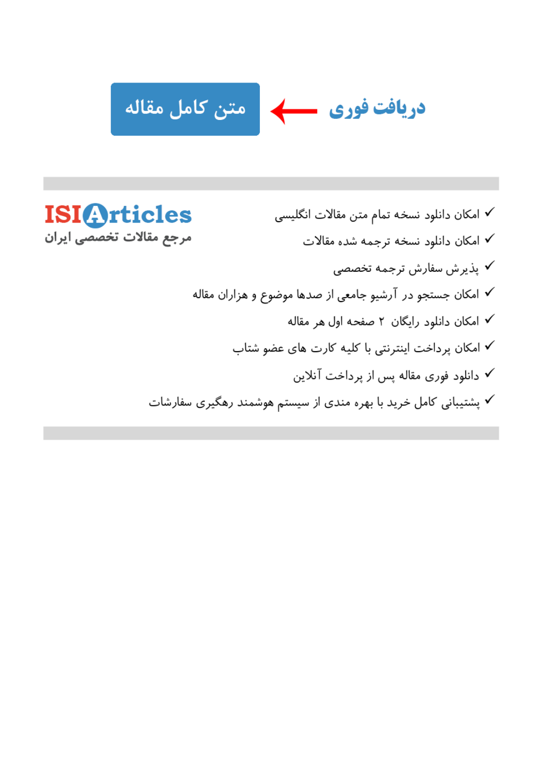دریافت فوری ← متن کامل مقاله

**ISIArticles**

مرجع مقالات تخصصی ایران

- ✓ امکان دانلود نسخه تمام متن مقالات انگلیسی
- ✓ امکان دانلود نسخه ترجمه شده مقالات
- ✓ پذیرش سفارش ترجمه تخصصی
- ✓ امکان جستجو در آرشیو جامعی از صدها موضوع و هزاران مقاله
- ✓ امکان دانلود رایگان ۲ صفحه اول هر مقاله
- ✓ امکان پرداخت اینترنتی با کلیه کارت های عضو شتاب
- ✓ دانلود فوری مقاله پس از پرداخت آنلاین
- ✓ پشتیبانی کامل خرید با بهره مندی از سیستم هوشمند رهگیری سفارشات